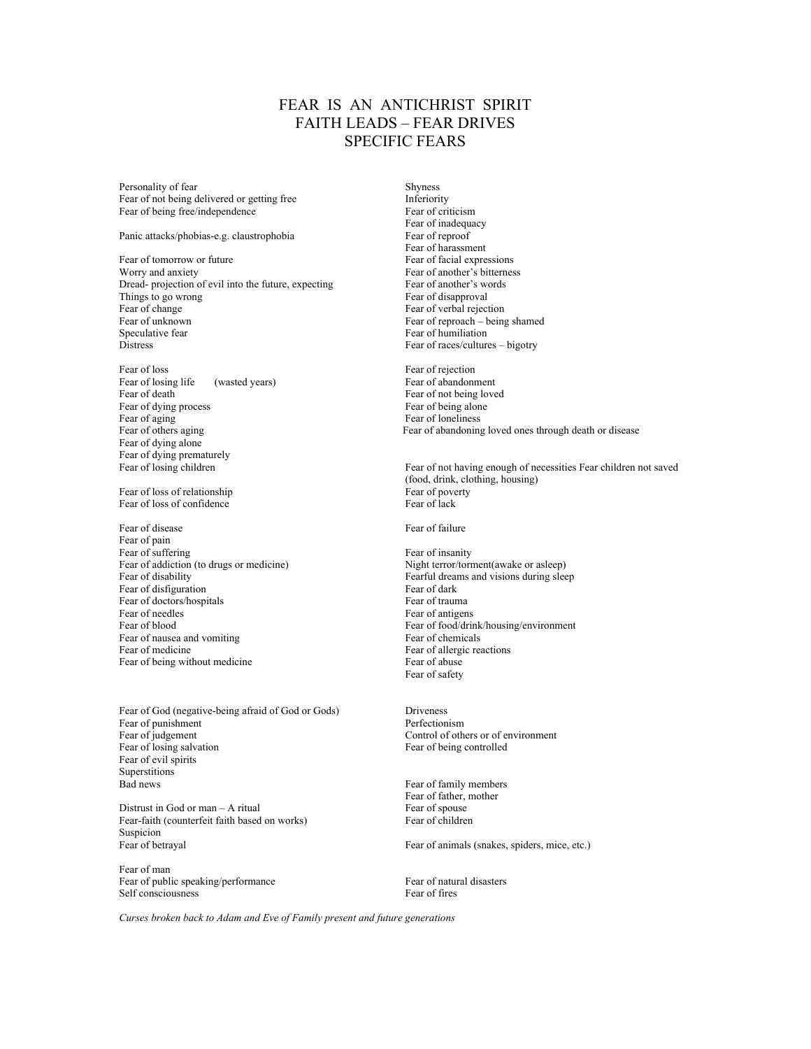# FEAR IS AN ANTICHRIST SPIRIT
## FAITH LEADS – FEAR DRIVES
## SPECIFIC FEARS

Personality of fear
Fear of not being delivered or getting free
Fear of being free/independence

Panic attacks/phobias-e.g. claustrophobia

Fear of tomorrow or future
Worry and anxiety
Dread- projection of evil into the future, expecting
Things to go wrong
Fear of change
Fear of unknown
Speculative fear
Distress

Fear of loss
Fear of losing life (wasted years)
Fear of death
Fear of dying process
Fear of aging
Fear of others aging
Fear of dying alone
Fear of dying prematurely
Fear of losing children

Fear of loss of relationship
Fear of loss of confidence

Fear of disease
Fear of pain
Fear of suffering
Fear of addiction (to drugs or medicine)
Fear of disability
Fear of disfiguration
Fear of doctors/hospitals
Fear of needles
Fear of blood
Fear of nausea and vomiting
Fear of medicine
Fear of being without medicine

Fear of God (negative-being afraid of God or Gods)
Fear of punishment
Fear of judgement
Fear of losing salvation
Fear of evil spirits
Superstitions
Bad news

Distrust in God or man – A ritual
Fear-faith (counterfeit faith based on works)
Suspicion
Fear of betrayal

Fear of man
Fear of public speaking/performance
Self consciousness

Shyness
Inferiority
Fear of criticism
Fear of inadequacy
Fear of reproof
Fear of harassment
Fear of facial expressions
Fear of another's bitterness
Fear of another's words
Fear of disapproval
Fear of verbal rejection
Fear of reproach – being shamed
Fear of humiliation
Fear of races/cultures – bigotry

Fear of rejection
Fear of abandonment
Fear of not being loved
Fear of being alone
Fear of loneliness
Fear of abandoning loved ones through death or disease

Fear of not having enough of necessities Fear children not saved
(food, drink, clothing, housing)
Fear of poverty
Fear of lack

Fear of failure

Fear of insanity
Night terror/torment(awake or asleep)
Fearful dreams and visions during sleep
Fear of dark
Fear of trauma
Fear of antigens
Fear of food/drink/housing/environment
Fear of chemicals
Fear of allergic reactions
Fear of abuse
Fear of safety

Driveness
Perfectionism
Control of others or of environment
Fear of being controlled

Fear of family members
Fear of father, mother
Fear of spouse
Fear of children

Fear of animals (snakes, spiders, mice, etc.)

Fear of natural disasters
Fear of fires

*Curses broken back to Adam and Eve of Family present and future generations*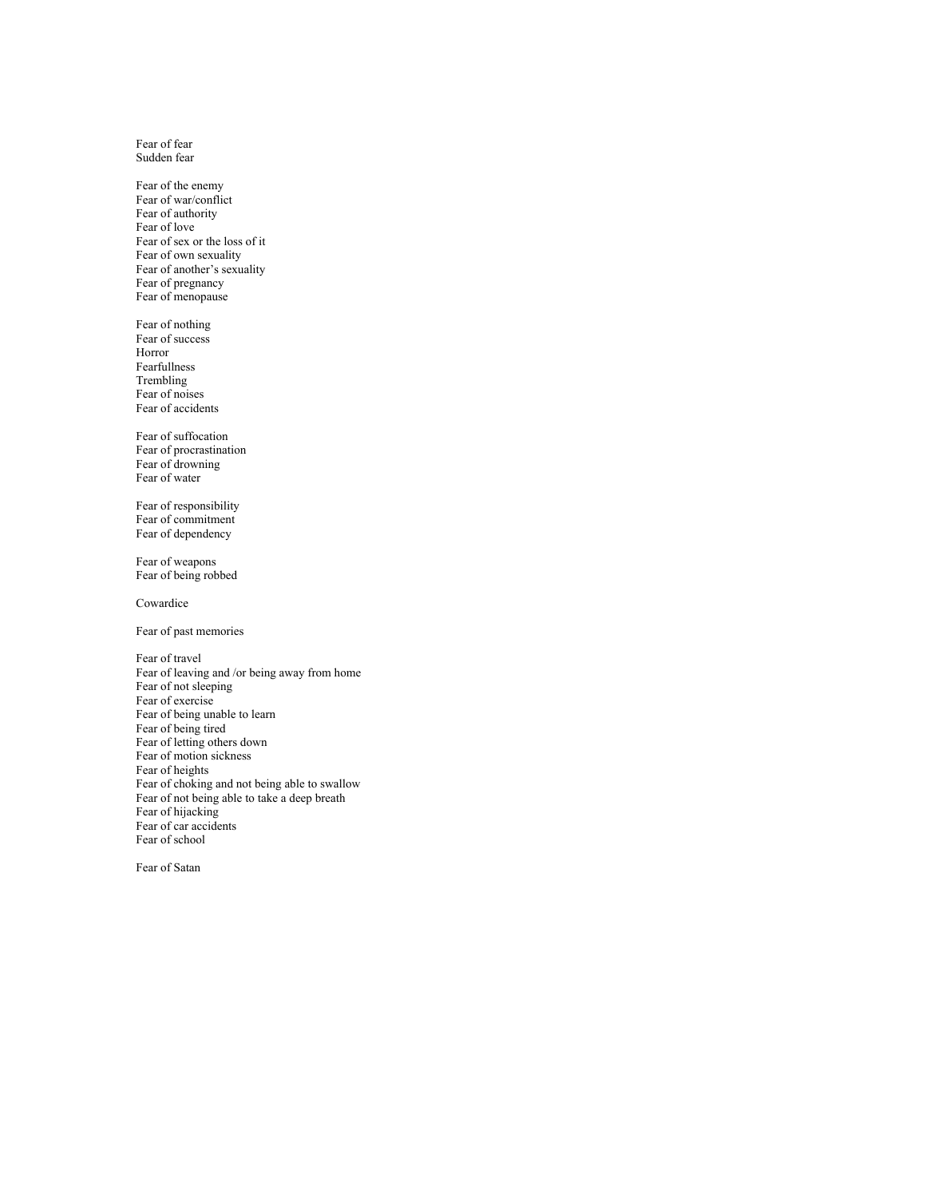Fear of fear
Sudden fear

Fear of the enemy
Fear of war/conflict
Fear of authority
Fear of love
Fear of sex or the loss of it
Fear of own sexuality
Fear of another's sexuality
Fear of pregnancy
Fear of menopause

Fear of nothing
Fear of success
Horror
Fearfullness
Trembling
Fear of noises
Fear of accidents

Fear of suffocation
Fear of procrastination
Fear of drowning
Fear of water

Fear of responsibility
Fear of commitment
Fear of dependency

Fear of weapons
Fear of being robbed

Cowardice

Fear of past memories

Fear of travel
Fear of leaving and /or being away from home
Fear of not sleeping
Fear of exercise
Fear of being unable to learn
Fear of being tired
Fear of letting others down
Fear of motion sickness
Fear of heights
Fear of choking and not being able to swallow
Fear of not being able to take a deep breath
Fear of hijacking
Fear of car accidents
Fear of school

Fear of Satan